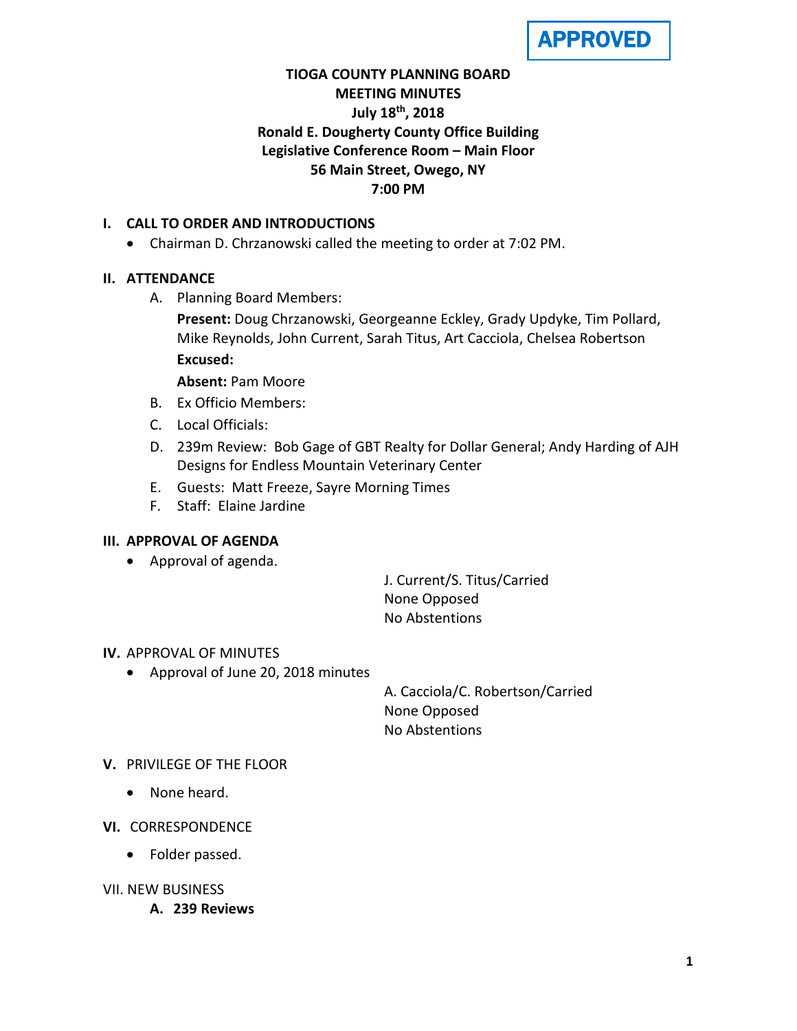**APPROVED**

# TIOGA COUNTY PLANNING BOARD
## MEETING MINUTES
### July 18th, 2018
### Ronald E. Dougherty County Office Building
### Legislative Conference Room – Main Floor
### 56 Main Street, Owego, NY
### 7:00 PM

**I. CALL TO ORDER AND INTRODUCTIONS**

- Chairman D. Chrzanowski called the meeting to order at 7:02 PM.

**II. ATTENDANCE**

A. Planning Board Members:

**Present:** Doug Chrzanowski, Georgeanne Eckley, Grady Updyke, Tim Pollard, Mike Reynolds, John Current, Sarah Titus, Art Cacciola, Chelsea Robertson

**Excused:**

**Absent:** Pam Moore

B. Ex Officio Members:

C. Local Officials:

D. 239m Review: Bob Gage of GBT Realty for Dollar General; Andy Harding of AJH Designs for Endless Mountain Veterinary Center

E. Guests: Matt Freeze, Sayre Morning Times

F. Staff: Elaine Jardine

**III. APPROVAL OF AGENDA**

- Approval of agenda.

J. Current/S. Titus/Carried
None Opposed
No Abstentions

**IV.** APPROVAL OF MINUTES

- Approval of June 20, 2018 minutes

A. Cacciola/C. Robertson/Carried
None Opposed
No Abstentions

**V.** PRIVILEGE OF THE FLOOR

- None heard.

**VI.** CORRESPONDENCE

- Folder passed.

VII. NEW BUSINESS

**A. 239 Reviews**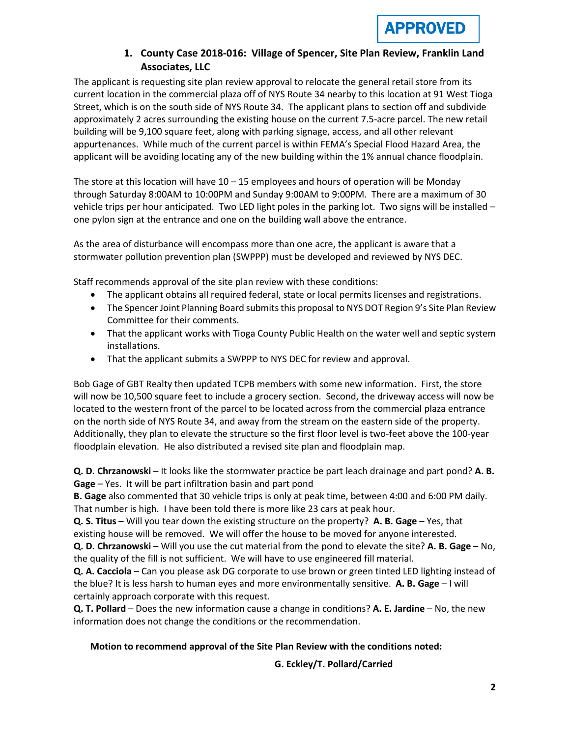APPROVED

### 1. County Case 2018-016: Village of Spencer, Site Plan Review, Franklin Land Associates, LLC

The applicant is requesting site plan review approval to relocate the general retail store from its current location in the commercial plaza off of NYS Route 34 nearby to this location at 91 West Tioga Street, which is on the south side of NYS Route 34. The applicant plans to section off and subdivide approximately 2 acres surrounding the existing house on the current 7.5-acre parcel. The new retail building will be 9,100 square feet, along with parking signage, access, and all other relevant appurtenances. While much of the current parcel is within FEMA's Special Flood Hazard Area, the applicant will be avoiding locating any of the new building within the 1% annual chance floodplain.

The store at this location will have 10 – 15 employees and hours of operation will be Monday through Saturday 8:00AM to 10:00PM and Sunday 9:00AM to 9:00PM. There are a maximum of 30 vehicle trips per hour anticipated. Two LED light poles in the parking lot. Two signs will be installed – one pylon sign at the entrance and one on the building wall above the entrance.

As the area of disturbance will encompass more than one acre, the applicant is aware that a stormwater pollution prevention plan (SWPPP) must be developed and reviewed by NYS DEC.

Staff recommends approval of the site plan review with these conditions:

- The applicant obtains all required federal, state or local permits licenses and registrations.
- The Spencer Joint Planning Board submits this proposal to NYS DOT Region 9's Site Plan Review Committee for their comments.
- That the applicant works with Tioga County Public Health on the water well and septic system installations.
- That the applicant submits a SWPPP to NYS DEC for review and approval.

Bob Gage of GBT Realty then updated TCPB members with some new information. First, the store will now be 10,500 square feet to include a grocery section. Second, the driveway access will now be located to the western front of the parcel to be located across from the commercial plaza entrance on the north side of NYS Route 34, and away from the stream on the eastern side of the property. Additionally, they plan to elevate the structure so the first floor level is two-feet above the 100-year floodplain elevation. He also distributed a revised site plan and floodplain map.

**Q. D. Chrzanowski** – It looks like the stormwater practice be part leach drainage and part pond? **A. B. Gage** – Yes. It will be part infiltration basin and part pond

**B. Gage** also commented that 30 vehicle trips is only at peak time, between 4:00 and 6:00 PM daily. That number is high. I have been told there is more like 23 cars at peak hour.

**Q. S. Titus** – Will you tear down the existing structure on the property? **A. B. Gage** – Yes, that existing house will be removed. We will offer the house to be moved for anyone interested.

**Q. D. Chrzanowski** – Will you use the cut material from the pond to elevate the site? **A. B. Gage** – No, the quality of the fill is not sufficient. We will have to use engineered fill material.

**Q. A. Cacciola** – Can you please ask DG corporate to use brown or green tinted LED lighting instead of the blue? It is less harsh to human eyes and more environmentally sensitive. **A. B. Gage** – I will certainly approach corporate with this request.

**Q. T. Pollard** – Does the new information cause a change in conditions? **A. E. Jardine** – No, the new information does not change the conditions or the recommendation.

**Motion to recommend approval of the Site Plan Review with the conditions noted:**

**G. Eckley/T. Pollard/Carried**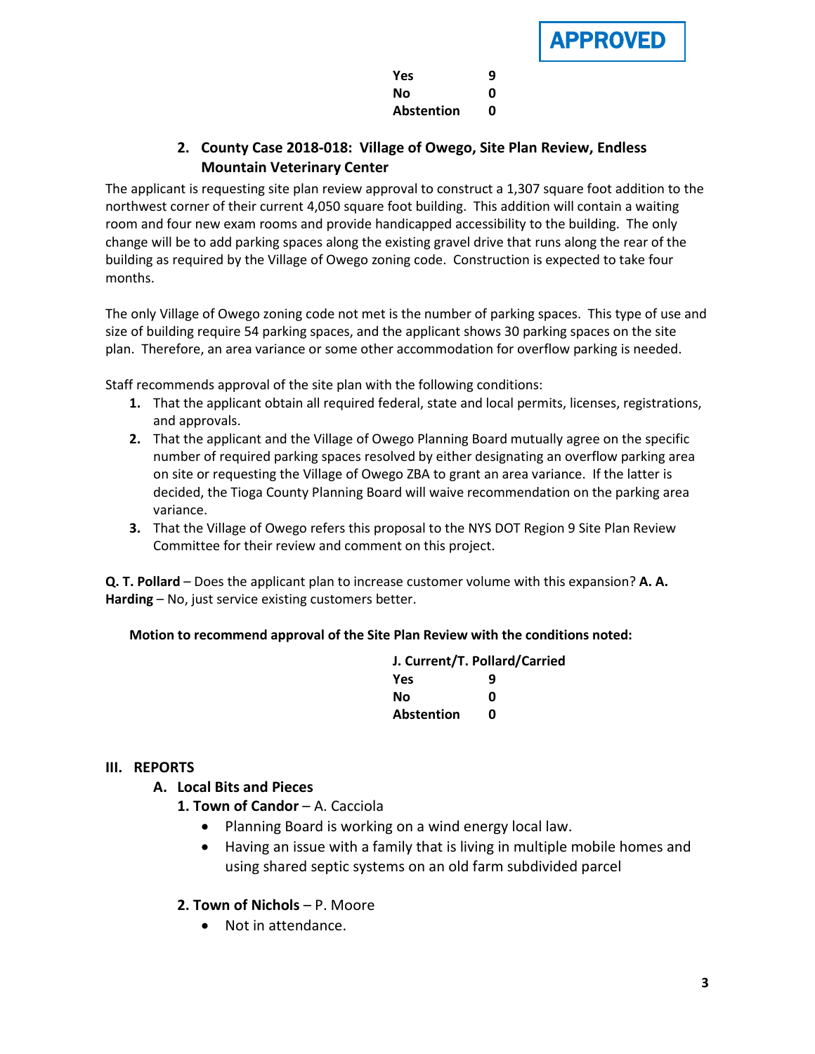APPROVED

| | |
|---|---|
| **Yes** | **9** |
| **No** | **0** |
| **Abstention** | **0** |

**2. County Case 2018-018: Village of Owego, Site Plan Review, Endless Mountain Veterinary Center**

The applicant is requesting site plan review approval to construct a 1,307 square foot addition to the northwest corner of their current 4,050 square foot building. This addition will contain a waiting room and four new exam rooms and provide handicapped accessibility to the building. The only change will be to add parking spaces along the existing gravel drive that runs along the rear of the building as required by the Village of Owego zoning code. Construction is expected to take four months.

The only Village of Owego zoning code not met is the number of parking spaces. This type of use and size of building require 54 parking spaces, and the applicant shows 30 parking spaces on the site plan. Therefore, an area variance or some other accommodation for overflow parking is needed.

Staff recommends approval of the site plan with the following conditions:

1. That the applicant obtain all required federal, state and local permits, licenses, registrations, and approvals.
2. That the applicant and the Village of Owego Planning Board mutually agree on the specific number of required parking spaces resolved by either designating an overflow parking area on site or requesting the Village of Owego ZBA to grant an area variance. If the latter is decided, the Tioga County Planning Board will waive recommendation on the parking area variance.
3. That the Village of Owego refers this proposal to the NYS DOT Region 9 Site Plan Review Committee for their review and comment on this project.

**Q. T. Pollard** – Does the applicant plan to increase customer volume with this expansion? **A. A. Harding** – No, just service existing customers better.

**Motion to recommend approval of the Site Plan Review with the conditions noted:**

**J. Current/T. Pollard/Carried**

| | |
|---|---|
| **Yes** | **9** |
| **No** | **0** |
| **Abstention** | **0** |

## III. REPORTS

### A. Local Bits and Pieces

**1. Town of Candor** – A. Cacciola

- Planning Board is working on a wind energy local law.
- Having an issue with a family that is living in multiple mobile homes and using shared septic systems on an old farm subdivided parcel

**2. Town of Nichols** – P. Moore

- Not in attendance.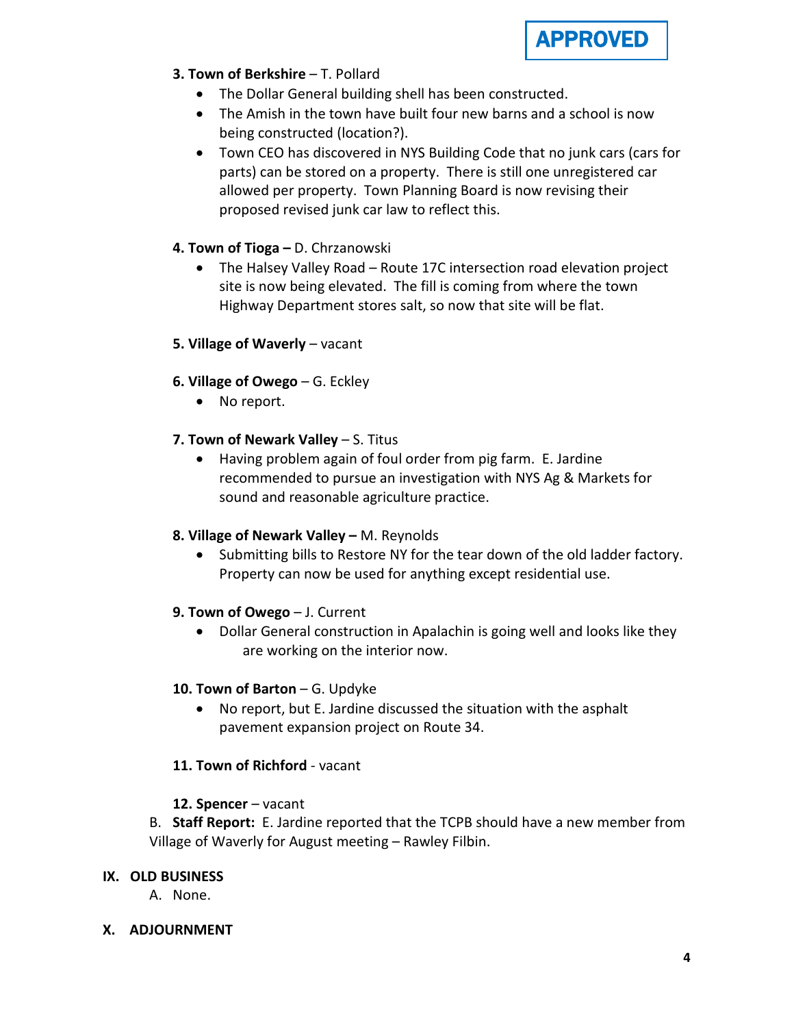**APPROVED**

**3. Town of Berkshire** – T. Pollard

- The Dollar General building shell has been constructed.
- The Amish in the town have built four new barns and a school is now being constructed (location?).
- Town CEO has discovered in NYS Building Code that no junk cars (cars for parts) can be stored on a property. There is still one unregistered car allowed per property. Town Planning Board is now revising their proposed revised junk car law to reflect this.

**4. Town of Tioga –** D. Chrzanowski

- The Halsey Valley Road – Route 17C intersection road elevation project site is now being elevated. The fill is coming from where the town Highway Department stores salt, so now that site will be flat.

**5. Village of Waverly** – vacant

**6. Village of Owego** – G. Eckley

- No report.

**7. Town of Newark Valley** – S. Titus

- Having problem again of foul order from pig farm. E. Jardine recommended to pursue an investigation with NYS Ag & Markets for sound and reasonable agriculture practice.

**8. Village of Newark Valley –** M. Reynolds

- Submitting bills to Restore NY for the tear down of the old ladder factory. Property can now be used for anything except residential use.

**9. Town of Owego** – J. Current

- Dollar General construction in Apalachin is going well and looks like they are working on the interior now.

**10. Town of Barton** – G. Updyke

- No report, but E. Jardine discussed the situation with the asphalt pavement expansion project on Route 34.

**11. Town of Richford** - vacant

**12. Spencer** – vacant

B. **Staff Report:** E. Jardine reported that the TCPB should have a new member from Village of Waverly for August meeting – Rawley Filbin.

**IX. OLD BUSINESS**

A. None.

**X. ADJOURNMENT**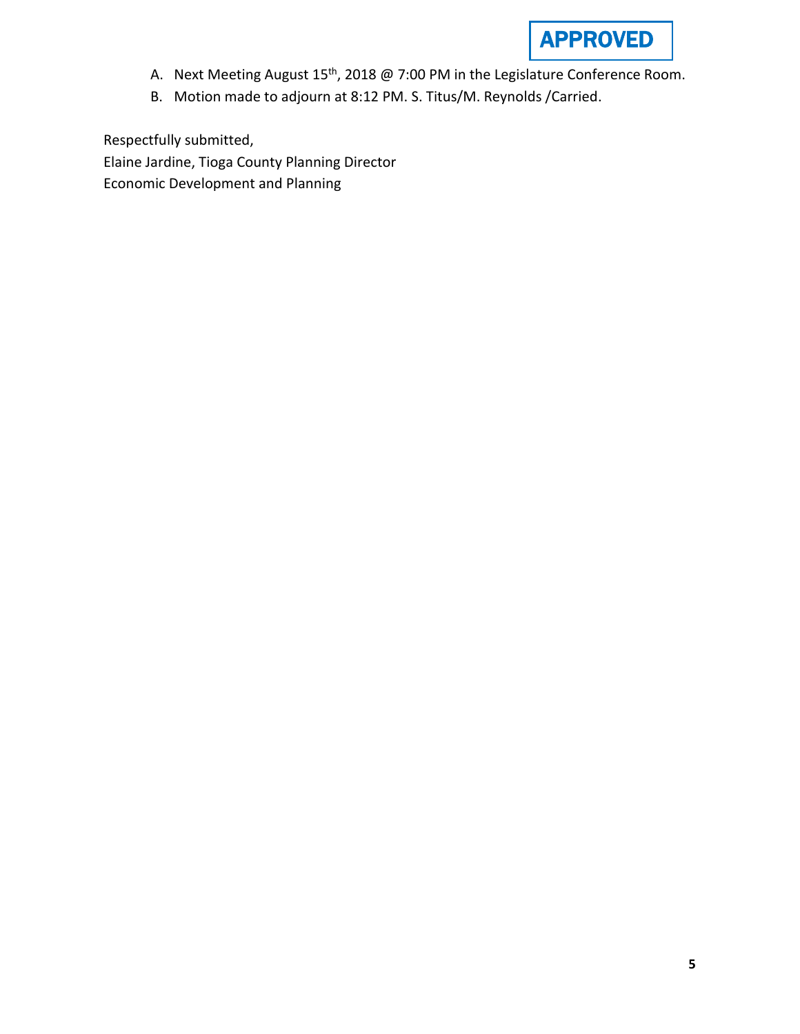APPROVED

A. Next Meeting August 15th, 2018 @ 7:00 PM in the Legislature Conference Room.
B. Motion made to adjourn at 8:12 PM. S. Titus/M. Reynolds /Carried.

Respectfully submitted,
Elaine Jardine, Tioga County Planning Director
Economic Development and Planning